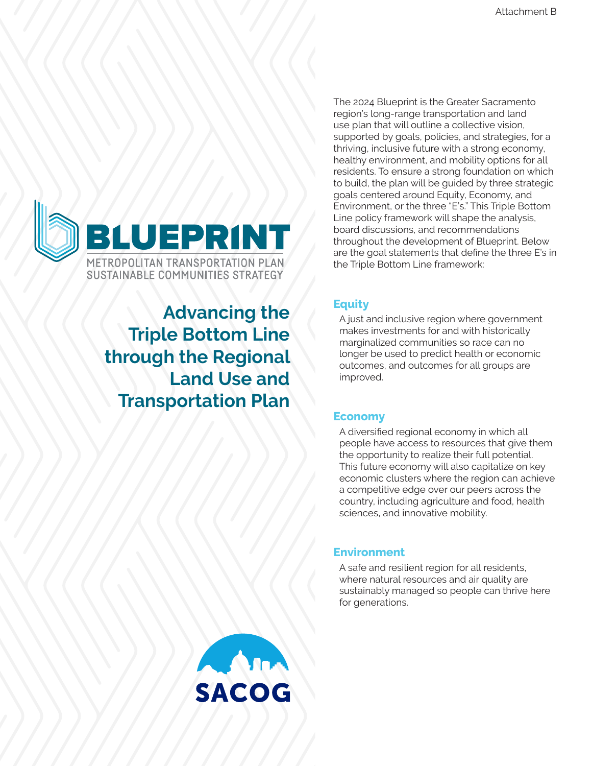Attachment B

# BLUEPRINT

METROPOLITAN TRANSPORTATION PLAN
SUSTAINABLE COMMUNITIES STRATEGY

## Advancing the Triple Bottom Line through the Regional Land Use and Transportation Plan

The 2024 Blueprint is the Greater Sacramento region's long-range transportation and land use plan that will outline a collective vision, supported by goals, policies, and strategies, for a thriving, inclusive future with a strong economy, healthy environment, and mobility options for all residents. To ensure a strong foundation on which to build, the plan will be guided by three strategic goals centered around Equity, Economy, and Environment, or the three "E's." This Triple Bottom Line policy framework will shape the analysis, board discussions, and recommendations throughout the development of Blueprint. Below are the goal statements that define the three E's in the Triple Bottom Line framework:

### Equity

A just and inclusive region where government makes investments for and with historically marginalized communities so race can no longer be used to predict health or economic outcomes, and outcomes for all groups are improved.

### Economy

A diversified regional economy in which all people have access to resources that give them the opportunity to realize their full potential. This future economy will also capitalize on key economic clusters where the region can achieve a competitive edge over our peers across the country, including agriculture and food, health sciences, and innovative mobility.

### Environment

A safe and resilient region for all residents, where natural resources and air quality are sustainably managed so people can thrive here for generations.

SACOG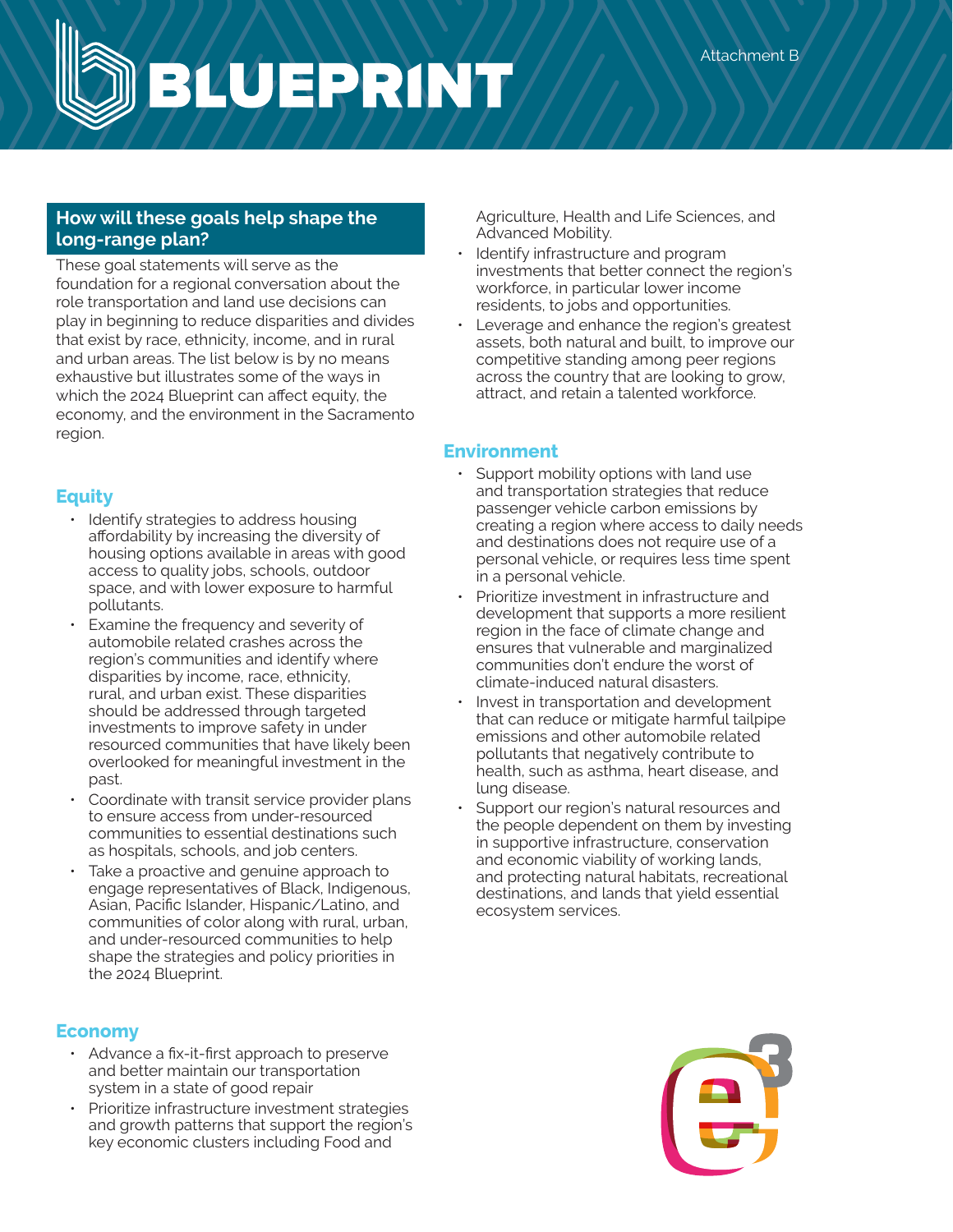# BLUEPRINT

Attachment B

## How will these goals help shape the long-range plan?

These goal statements will serve as the foundation for a regional conversation about the role transportation and land use decisions can play in beginning to reduce disparities and divides that exist by race, ethnicity, income, and in rural and urban areas. The list below is by no means exhaustive but illustrates some of the ways in which the 2024 Blueprint can affect equity, the economy, and the environment in the Sacramento region.

### Equity

- Identify strategies to address housing affordability by increasing the diversity of housing options available in areas with good access to quality jobs, schools, outdoor space, and with lower exposure to harmful pollutants.
- Examine the frequency and severity of automobile related crashes across the region's communities and identify where disparities by income, race, ethnicity, rural, and urban exist. These disparities should be addressed through targeted investments to improve safety in under resourced communities that have likely been overlooked for meaningful investment in the past.
- Coordinate with transit service provider plans to ensure access from under-resourced communities to essential destinations such as hospitals, schools, and job centers.
- Take a proactive and genuine approach to engage representatives of Black, Indigenous, Asian, Pacific Islander, Hispanic/Latino, and communities of color along with rural, urban, and under-resourced communities to help shape the strategies and policy priorities in the 2024 Blueprint.

### Economy

- Advance a fix-it-first approach to preserve and better maintain our transportation system in a state of good repair
- Prioritize infrastructure investment strategies and growth patterns that support the region's key economic clusters including Food and Agriculture, Health and Life Sciences, and Advanced Mobility.
- Identify infrastructure and program investments that better connect the region's workforce, in particular lower income residents, to jobs and opportunities.
- Leverage and enhance the region's greatest assets, both natural and built, to improve our competitive standing among peer regions across the country that are looking to grow, attract, and retain a talented workforce.

### Environment

- Support mobility options with land use and transportation strategies that reduce passenger vehicle carbon emissions by creating a region where access to daily needs and destinations does not require use of a personal vehicle, or requires less time spent in a personal vehicle.
- Prioritize investment in infrastructure and development that supports a more resilient region in the face of climate change and ensures that vulnerable and marginalized communities don't endure the worst of climate-induced natural disasters.
- Invest in transportation and development that can reduce or mitigate harmful tailpipe emissions and other automobile related pollutants that negatively contribute to health, such as asthma, heart disease, and lung disease.
- Support our region's natural resources and the people dependent on them by investing in supportive infrastructure, conservation and economic viability of working lands, and protecting natural habitats, recreational destinations, and lands that yield essential ecosystem services.